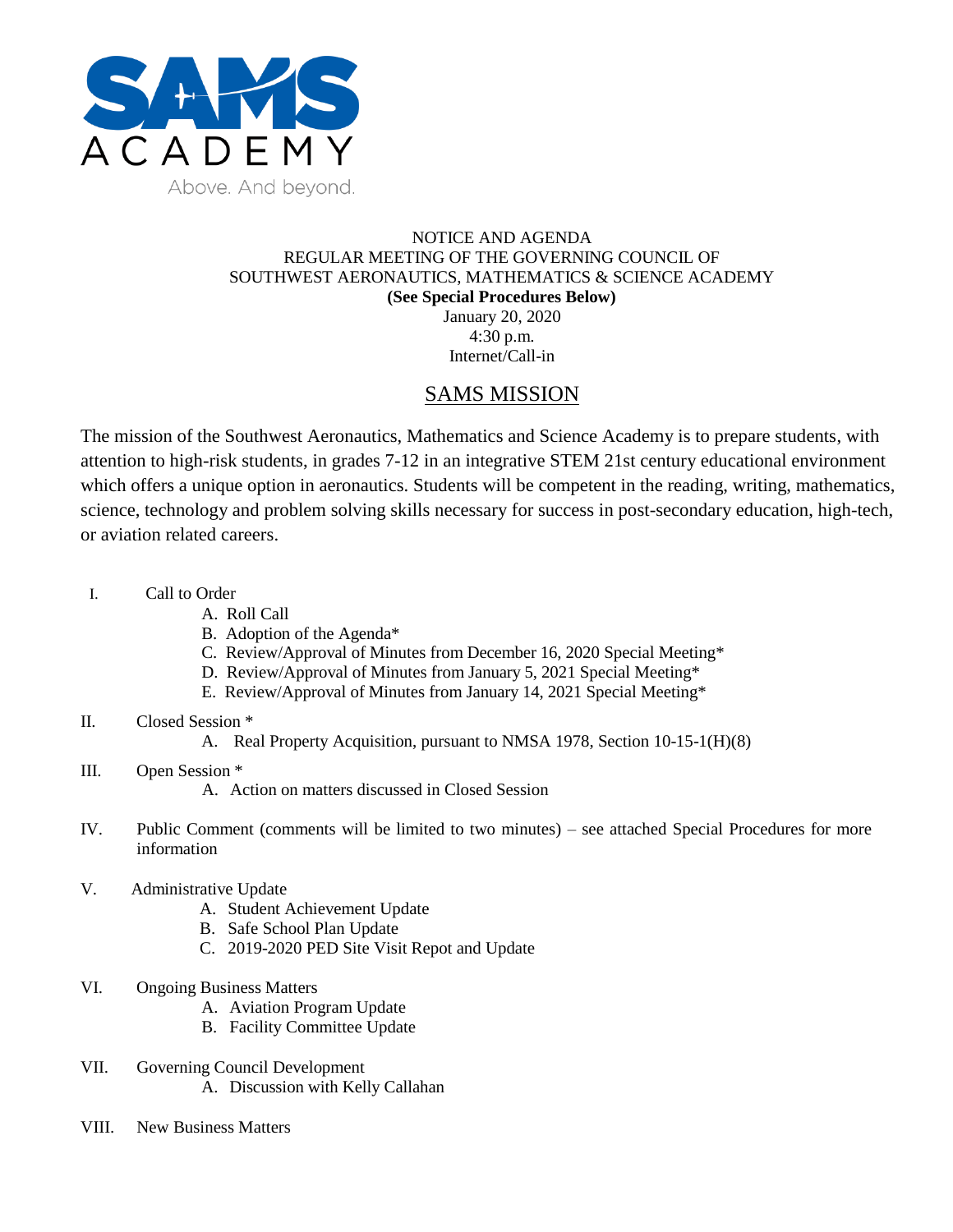SAMS ACADEMY

Above. And beyond.

NOTICE AND AGENDA
REGULAR MEETING OF THE GOVERNING COUNCIL OF
SOUTHWEST AERONAUTICS, MATHEMATICS & SCIENCE ACADEMY
**(See Special Procedures Below)**
January 20, 2020
4:30 p.m.
Internet/Call-in

## SAMS MISSION

The mission of the Southwest Aeronautics, Mathematics and Science Academy is to prepare students, with attention to high-risk students, in grades 7-12 in an integrative STEM 21st century educational environment which offers a unique option in aeronautics. Students will be competent in the reading, writing, mathematics, science, technology and problem solving skills necessary for success in post-secondary education, high-tech, or aviation related careers.

I. Call to Order
   - A. Roll Call
   - B. Adoption of the Agenda*
   - C. Review/Approval of Minutes from December 16, 2020 Special Meeting*
   - D. Review/Approval of Minutes from January 5, 2021 Special Meeting*
   - E. Review/Approval of Minutes from January 14, 2021 Special Meeting*

II. Closed Session *
   - A. Real Property Acquisition, pursuant to NMSA 1978, Section 10-15-1(H)(8)

III. Open Session *
   - A. Action on matters discussed in Closed Session

IV. Public Comment (comments will be limited to two minutes) – see attached Special Procedures for more information

V. Administrative Update
   - A. Student Achievement Update
   - B. Safe School Plan Update
   - C. 2019-2020 PED Site Visit Repot and Update

VI. Ongoing Business Matters
   - A. Aviation Program Update
   - B. Facility Committee Update

VII. Governing Council Development
   - A. Discussion with Kelly Callahan

VIII. New Business Matters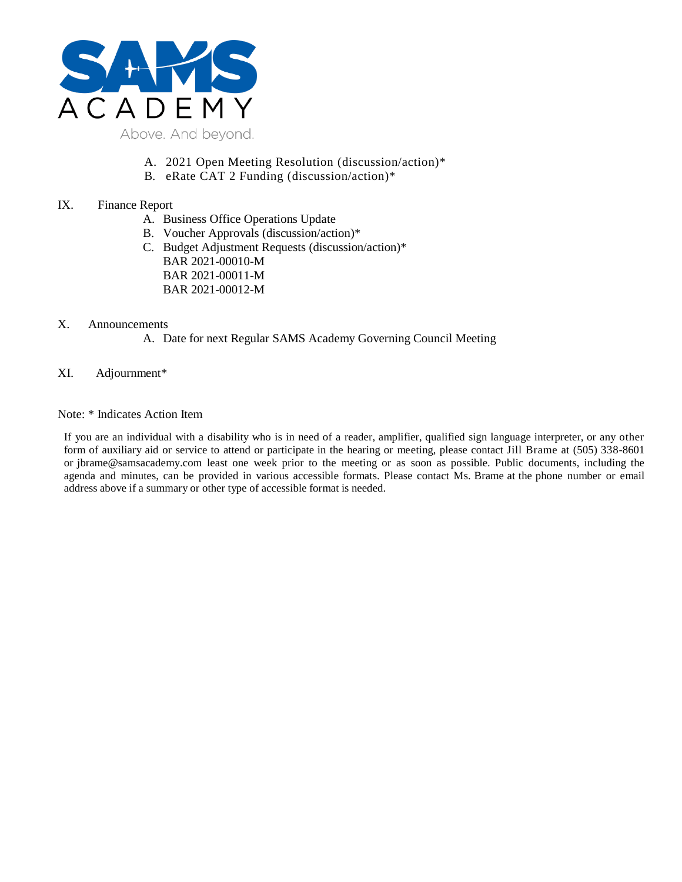A. 2021 Open Meeting Resolution (discussion/action)*
B. eRate CAT 2 Funding (discussion/action)*

IX. Finance Report

A. Business Office Operations Update
B. Voucher Approvals (discussion/action)*
C. Budget Adjustment Requests (discussion/action)*
   BAR 2021-00010-M
   BAR 2021-00011-M
   BAR 2021-00012-M

X. Announcements

A. Date for next Regular SAMS Academy Governing Council Meeting

XI. Adjournment*

Note: * Indicates Action Item

If you are an individual with a disability who is in need of a reader, amplifier, qualified sign language interpreter, or any other form of auxiliary aid or service to attend or participate in the hearing or meeting, please contact Jill Brame at (505) 338-8601 or jbrame@samsacademy.com least one week prior to the meeting or as soon as possible. Public documents, including the agenda and minutes, can be provided in various accessible formats. Please contact Ms. Brame at the phone number or email address above if a summary or other type of accessible format is needed.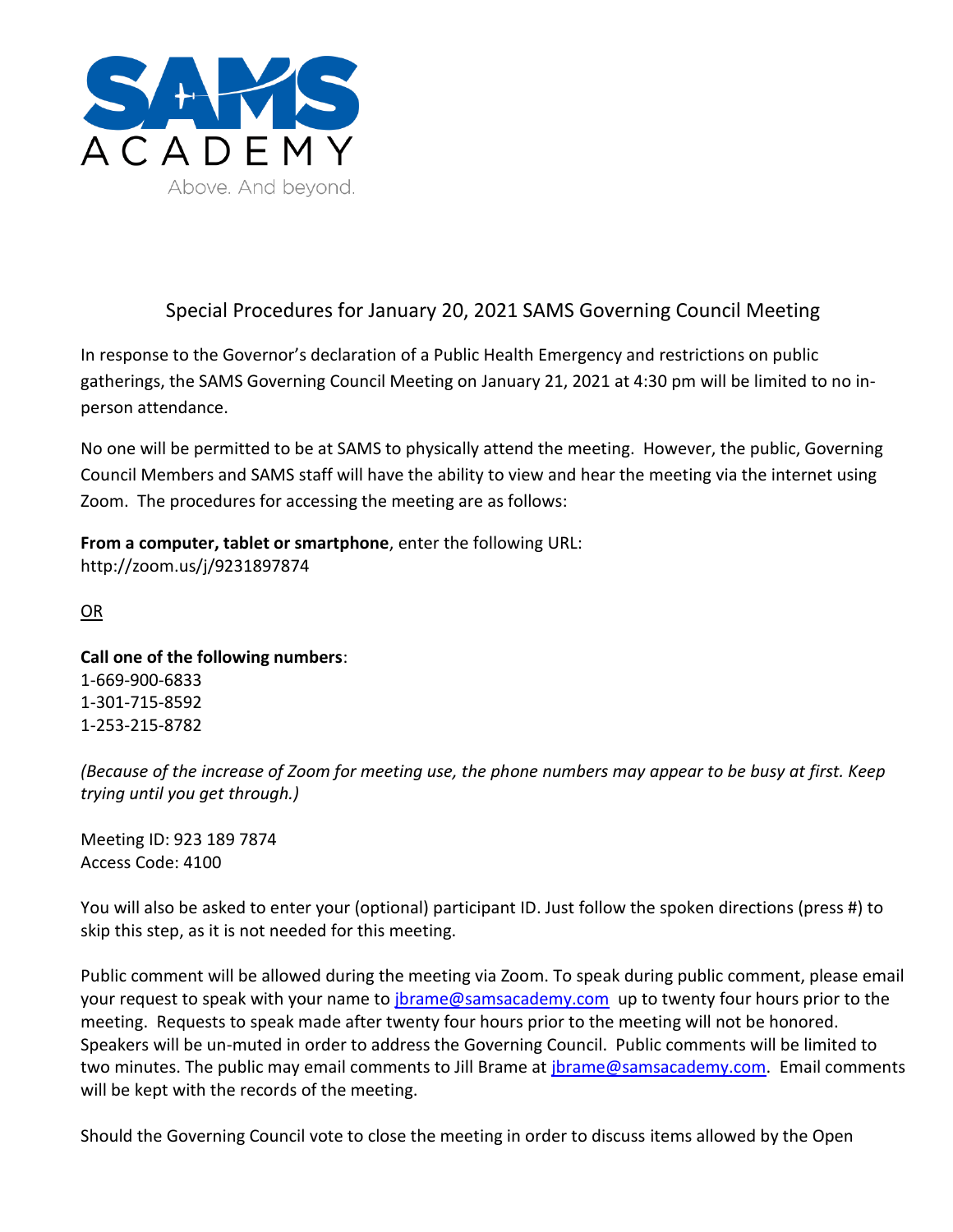SAMS ACADEMY

Above. And beyond.

## Special Procedures for January 20, 2021 SAMS Governing Council Meeting

In response to the Governor's declaration of a Public Health Emergency and restrictions on public gatherings, the SAMS Governing Council Meeting on January 21, 2021 at 4:30 pm will be limited to no in-person attendance.

No one will be permitted to be at SAMS to physically attend the meeting. However, the public, Governing Council Members and SAMS staff will have the ability to view and hear the meeting via the internet using Zoom. The procedures for accessing the meeting are as follows:

**From a computer, tablet or smartphone**, enter the following URL:
http://zoom.us/j/9231897874

OR

**Call one of the following numbers**:
1-669-900-6833
1-301-715-8592
1-253-215-8782

*(Because of the increase of Zoom for meeting use, the phone numbers may appear to be busy at first. Keep trying until you get through.)*

Meeting ID: 923 189 7874
Access Code: 4100

You will also be asked to enter your (optional) participant ID. Just follow the spoken directions (press #) to skip this step, as it is not needed for this meeting.

Public comment will be allowed during the meeting via Zoom. To speak during public comment, please email your request to speak with your name to jbrame@samsacademy.com up to twenty four hours prior to the meeting. Requests to speak made after twenty four hours prior to the meeting will not be honored. Speakers will be un-muted in order to address the Governing Council. Public comments will be limited to two minutes. The public may email comments to Jill Brame at jbrame@samsacademy.com. Email comments will be kept with the records of the meeting.

Should the Governing Council vote to close the meeting in order to discuss items allowed by the Open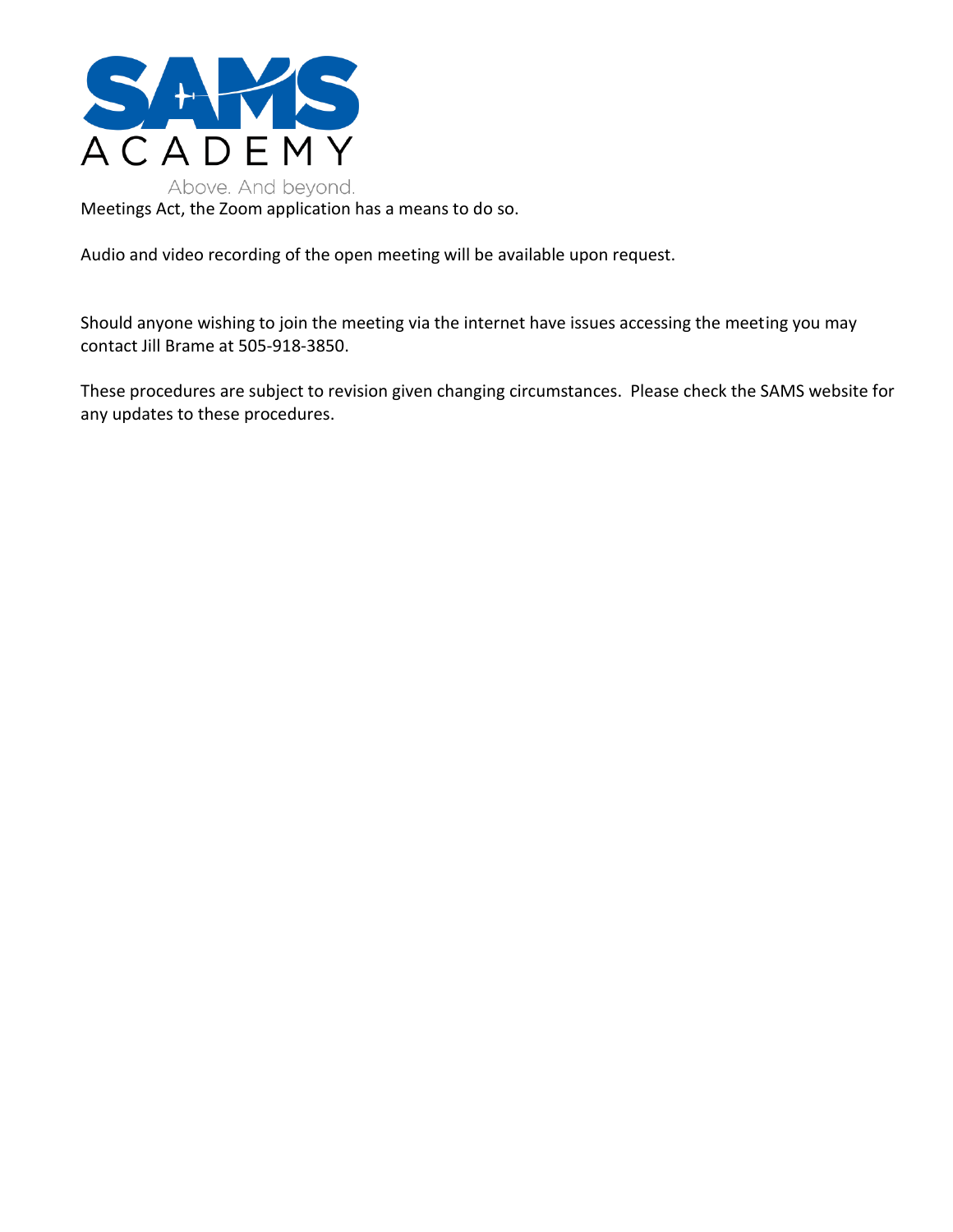Meetings Act, the Zoom application has a means to do so.

Audio and video recording of the open meeting will be available upon request.

Should anyone wishing to join the meeting via the internet have issues accessing the meeting you may contact Jill Brame at 505-918-3850.

These procedures are subject to revision given changing circumstances. Please check the SAMS website for any updates to these procedures.